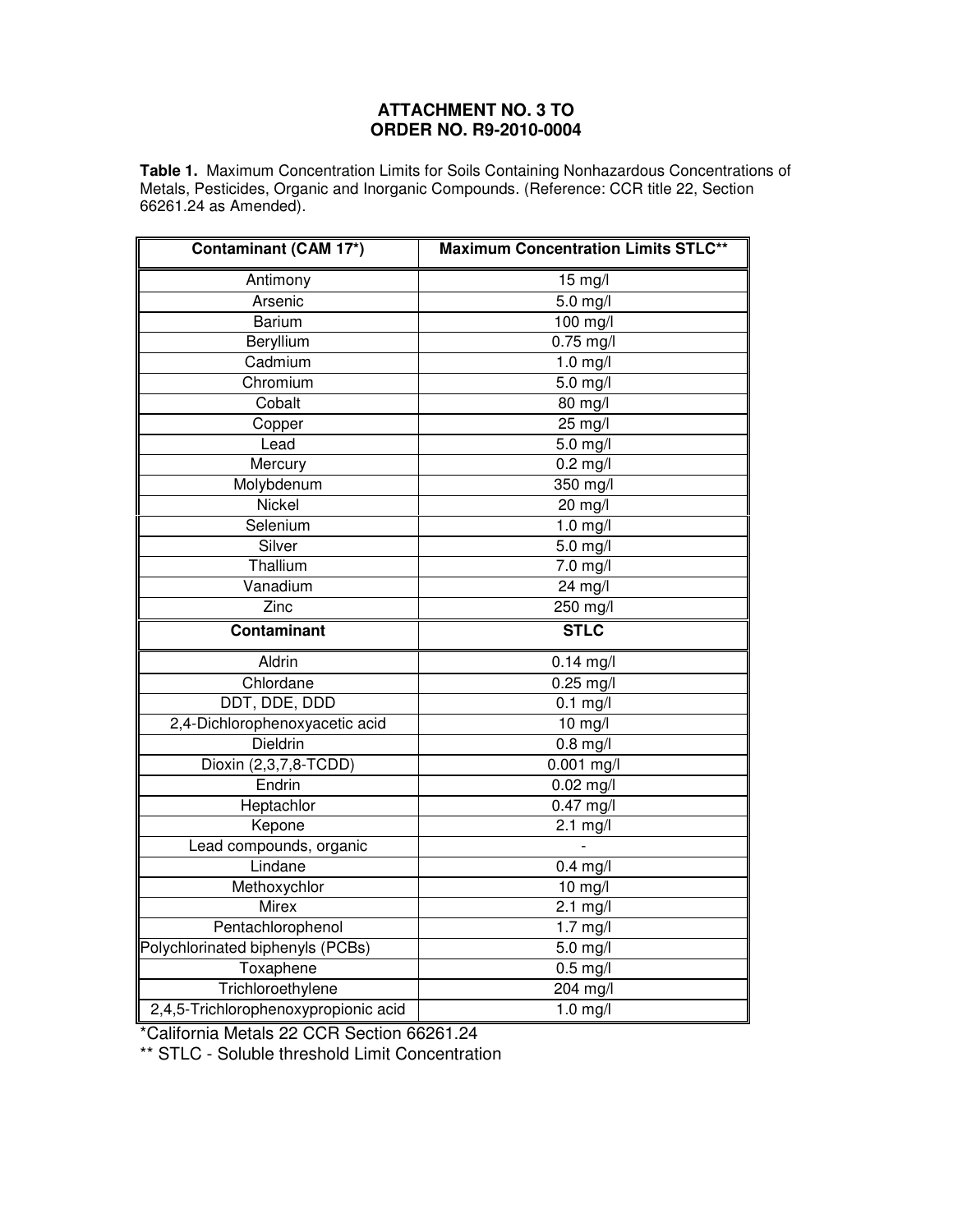# ATTACHMENT NO. 3 TO ORDER NO. R9-2010-0004

**Table 1.** Maximum Concentration Limits for Soils Containing Nonhazardous Concentrations of Metals, Pesticides, Organic and Inorganic Compounds. (Reference: CCR title 22, Section 66261.24 as Amended).

| Contaminant (CAM 17*) | Maximum Concentration Limits STLC** |
|---|---|
| Antimony | 15 mg/l |
| Arsenic | 5.0 mg/l |
| Barium | 100 mg/l |
| Beryllium | 0.75 mg/l |
| Cadmium | 1.0 mg/l |
| Chromium | 5.0 mg/l |
| Cobalt | 80 mg/l |
| Copper | 25 mg/l |
| Lead | 5.0 mg/l |
| Mercury | 0.2 mg/l |
| Molybdenum | 350 mg/l |
| Nickel | 20 mg/l |
| Selenium | 1.0 mg/l |
| Silver | 5.0 mg/l |
| Thallium | 7.0 mg/l |
| Vanadium | 24 mg/l |
| Zinc | 250 mg/l |
| **Contaminant** | **STLC** |
| Aldrin | 0.14 mg/l |
| Chlordane | 0.25 mg/l |
| DDT, DDE, DDD | 0.1 mg/l |
| 2,4-Dichlorophenoxyacetic acid | 10 mg/l |
| Dieldrin | 0.8 mg/l |
| Dioxin (2,3,7,8-TCDD) | 0.001 mg/l |
| Endrin | 0.02 mg/l |
| Heptachlor | 0.47 mg/l |
| Kepone | 2.1 mg/l |
| Lead compounds, organic | - |
| Lindane | 0.4 mg/l |
| Methoxychlor | 10 mg/l |
| Mirex | 2.1 mg/l |
| Pentachlorophenol | 1.7 mg/l |
| Polychlorinated biphenyls (PCBs) | 5.0 mg/l |
| Toxaphene | 0.5 mg/l |
| Trichloroethylene | 204 mg/l |
| 2,4,5-Trichlorophenoxypropionic acid | 1.0 mg/l |

*California Metals 22 CCR Section 66261.24

** STLC - Soluble threshold Limit Concentration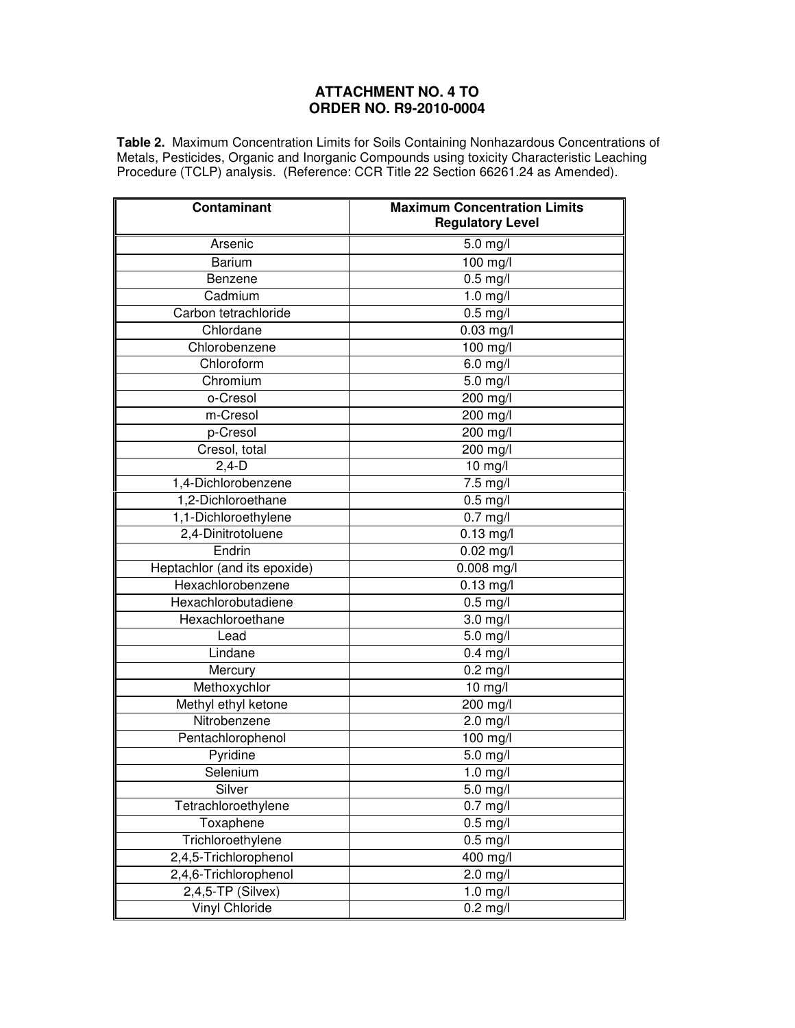# ATTACHMENT NO. 4 TO ORDER NO. R9-2010-0004

**Table 2.** Maximum Concentration Limits for Soils Containing Nonhazardous Concentrations of Metals, Pesticides, Organic and Inorganic Compounds using toxicity Characteristic Leaching Procedure (TCLP) analysis. (Reference: CCR Title 22 Section 66261.24 as Amended).

| Contaminant | Maximum Concentration Limits Regulatory Level |
|---|---|
| Arsenic | 5.0 mg/l |
| Barium | 100 mg/l |
| Benzene | 0.5 mg/l |
| Cadmium | 1.0 mg/l |
| Carbon tetrachloride | 0.5 mg/l |
| Chlordane | 0.03 mg/l |
| Chlorobenzene | 100 mg/l |
| Chloroform | 6.0 mg/l |
| Chromium | 5.0 mg/l |
| o-Cresol | 200 mg/l |
| m-Cresol | 200 mg/l |
| p-Cresol | 200 mg/l |
| Cresol, total | 200 mg/l |
| 2,4-D | 10 mg/l |
| 1,4-Dichlorobenzene | 7.5 mg/l |
| 1,2-Dichloroethane | 0.5 mg/l |
| 1,1-Dichloroethylene | 0.7 mg/l |
| 2,4-Dinitrotoluene | 0.13 mg/l |
| Endrin | 0.02 mg/l |
| Heptachlor (and its epoxide) | 0.008 mg/l |
| Hexachlorobenzene | 0.13 mg/l |
| Hexachlorobutadiene | 0.5 mg/l |
| Hexachloroethane | 3.0 mg/l |
| Lead | 5.0 mg/l |
| Lindane | 0.4 mg/l |
| Mercury | 0.2 mg/l |
| Methoxychlor | 10 mg/l |
| Methyl ethyl ketone | 200 mg/l |
| Nitrobenzene | 2.0 mg/l |
| Pentachlorophenol | 100 mg/l |
| Pyridine | 5.0 mg/l |
| Selenium | 1.0 mg/l |
| Silver | 5.0 mg/l |
| Tetrachloroethylene | 0.7 mg/l |
| Toxaphene | 0.5 mg/l |
| Trichloroethylene | 0.5 mg/l |
| 2,4,5-Trichlorophenol | 400 mg/l |
| 2,4,6-Trichlorophenol | 2.0 mg/l |
| 2,4,5-TP (Silvex) | 1.0 mg/l |
| Vinyl Chloride | 0.2 mg/l |